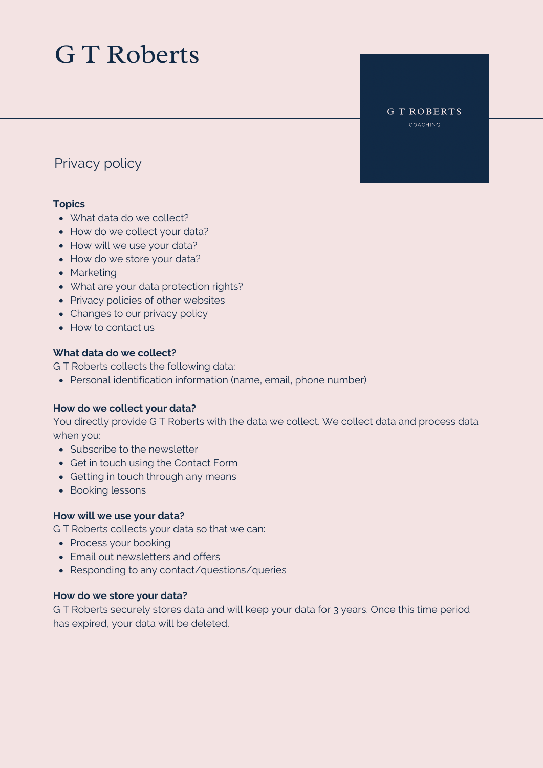# G T Roberts

G T ROBERTS

COACHING

## Privacy policy

**Topics**

- What data do we collect?
- How do we collect your data?
- How will we use your data?
- How do we store your data?
- Marketing
- What are your data protection rights?
- Privacy policies of other websites
- Changes to our privacy policy
- How to contact us

**What data do we collect?**

G T Roberts collects the following data:

- Personal identification information (name, email, phone number)

**How do we collect your data?**

You directly provide G T Roberts with the data we collect. We collect data and process data when you:

- Subscribe to the newsletter
- Get in touch using the Contact Form
- Getting in touch through any means
- Booking lessons

**How will we use your data?**

G T Roberts collects your data so that we can:

- Process your booking
- Email out newsletters and offers
- Responding to any contact/questions/queries

**How do we store your data?**

G T Roberts securely stores data and will keep your data for 3 years. Once this time period has expired, your data will be deleted.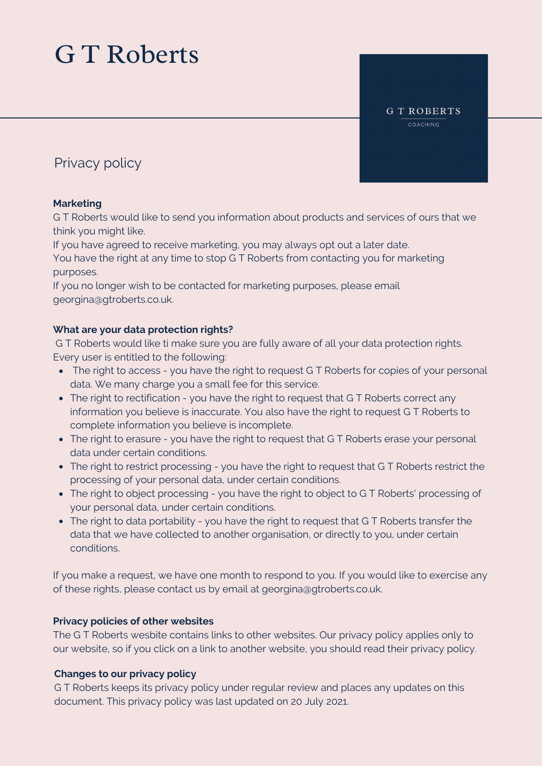# G T Roberts

G T ROBERTS
COACHING

## Privacy policy

**Marketing**

G T Roberts would like to send you information about products and services of ours that we think you might like.

If you have agreed to receive marketing, you may always opt out a later date.

You have the right at any time to stop G T Roberts from contacting you for marketing purposes.

If you no longer wish to be contacted for marketing purposes, please email georgina@gtroberts.co.uk.

**What are your data protection rights?**

G T Roberts would like ti make sure you are fully aware of all your data protection rights. Every user is entitled to the following:

- The right to access - you have the right to request G T Roberts for copies of your personal data. We many charge you a small fee for this service.
- The right to rectification - you have the right to request that G T Roberts correct any information you believe is inaccurate. You also have the right to request G T Roberts to complete information you believe is incomplete.
- The right to erasure - you have the right to request that G T Roberts erase your personal data under certain conditions.
- The right to restrict processing - you have the right to request that G T Roberts restrict the processing of your personal data, under certain conditions.
- The right to object processing - you have the right to object to G T Roberts' processing of your personal data, under certain conditions.
- The right to data portability - you have the right to request that G T Roberts transfer the data that we have collected to another organisation, or directly to you, under certain conditions.

If you make a request, we have one month to respond to you. If you would like to exercise any of these rights, please contact us by email at georgina@gtroberts.co.uk.

**Privacy policies of other websites**

The G T Roberts wesbite contains links to other websites. Our privacy policy applies only to our website, so if you click on a link to another website, you should read their privacy policy.

**Changes to our privacy policy**

G T Roberts keeps its privacy policy under regular review and places any updates on this document. This privacy policy was last updated on 20 July 2021.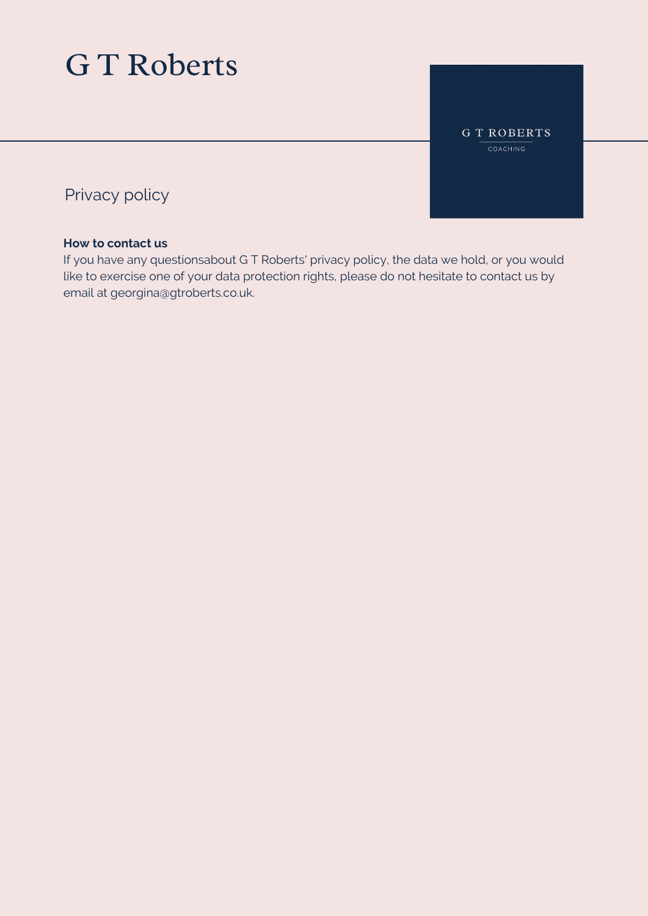# G T Roberts

G T ROBERTS

COACHING

## Privacy policy

**How to contact us**

If you have any questionsabout G T Roberts' privacy policy, the data we hold, or you would like to exercise one of your data protection rights, please do not hesitate to contact us by email at georgina@gtroberts.co.uk.